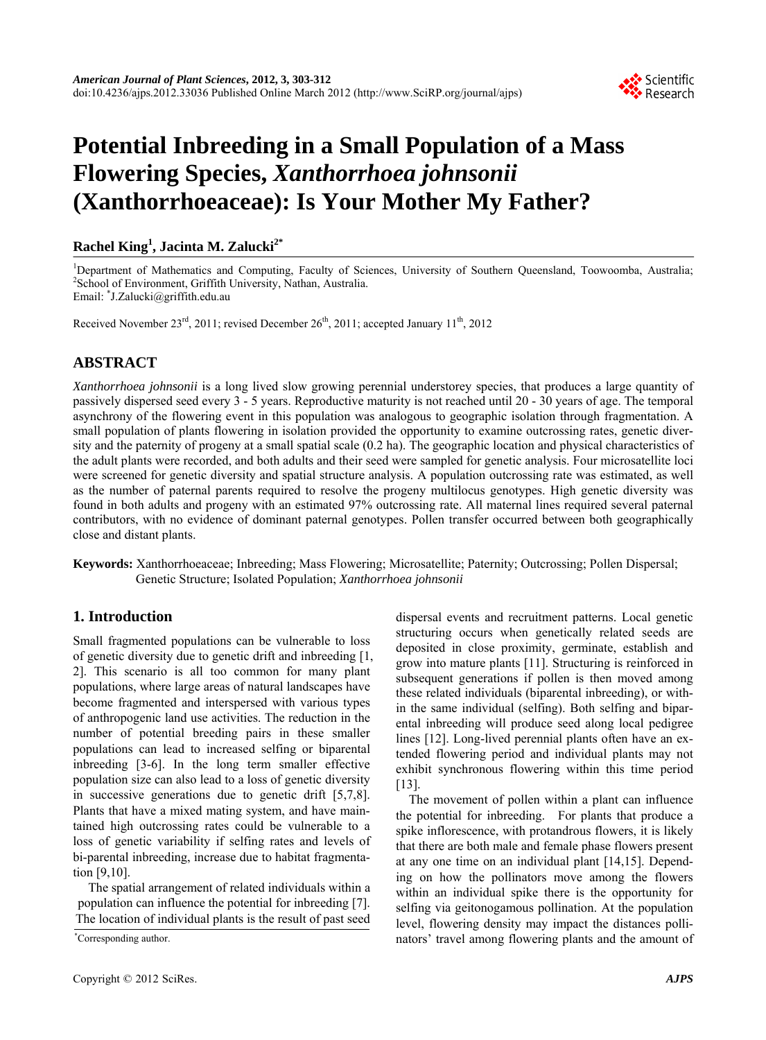# Potential Inbreeding in a Small Population of a Mass Flowering Species, *Xanthorrhoea johnsonii* (Xanthorrhoeaceae): Is Your Mother My Father?

**Rachel King[1], Jacinta M. Zalucki[2*]**

[1]Department of Mathematics and Computing, Faculty of Sciences, University of Southern Queensland, Toowoomba, Australia; [2]School of Environment, Griffith University, Nathan, Australia.
Email: *J.Zalucki@griffith.edu.au

Received November 23rd, 2011; revised December 26th, 2011; accepted January 11th, 2012

## ABSTRACT

*Xanthorrhoea johnsonii* is a long lived slow growing perennial understorey species, that produces a large quantity of passively dispersed seed every 3 - 5 years. Reproductive maturity is not reached until 20 - 30 years of age. The temporal asynchrony of the flowering event in this population was analogous to geographic isolation through fragmentation. A small population of plants flowering in isolation provided the opportunity to examine outcrossing rates, genetic diversity and the paternity of progeny at a small spatial scale (0.2 ha). The geographic location and physical characteristics of the adult plants were recorded, and both adults and their seed were sampled for genetic analysis. Four microsatellite loci were screened for genetic diversity and spatial structure analysis. A population outcrossing rate was estimated, as well as the number of paternal parents required to resolve the progeny multilocus genotypes. High genetic diversity was found in both adults and progeny with an estimated 97% outcrossing rate. All maternal lines required several paternal contributors, with no evidence of dominant paternal genotypes. Pollen transfer occurred between both geographically close and distant plants.

**Keywords:** Xanthorrhoeaceae; Inbreeding; Mass Flowering; Microsatellite; Paternity; Outcrossing; Pollen Dispersal; Genetic Structure; Isolated Population; *Xanthorrhoea johnsonii*

## 1. Introduction

Small fragmented populations can be vulnerable to loss of genetic diversity due to genetic drift and inbreeding [1,2]. This scenario is all too common for many plant populations, where large areas of natural landscapes have become fragmented and interspersed with various types of anthropogenic land use activities. The reduction in the number of potential breeding pairs in these smaller populations can lead to increased selfing or biparental inbreeding [3-6]. In the long term smaller effective population size can also lead to a loss of genetic diversity in successive generations due to genetic drift [5,7,8]. Plants that have a mixed mating system, and have maintained high outcrossing rates could be vulnerable to a loss of genetic variability if selfing rates and levels of bi-parental inbreeding, increase due to habitat fragmentation [9,10].

The spatial arrangement of related individuals within a population can influence the potential for inbreeding [7]. The location of individual plants is the result of past seed dispersal events and recruitment patterns. Local genetic structuring occurs when genetically related seeds are deposited in close proximity, germinate, establish and grow into mature plants [11]. Structuring is reinforced in subsequent generations if pollen is then moved among these related individuals (biparental inbreeding), or within the same individual (selfing). Both selfing and biparental inbreeding will produce seed along local pedigree lines [12]. Long-lived perennial plants often have an extended flowering period and individual plants may not exhibit synchronous flowering within this time period [13].

The movement of pollen within a plant can influence the potential for inbreeding. For plants that produce a spike inflorescence, with protandrous flowers, it is likely that there are both male and female phase flowers present at any one time on an individual plant [14,15]. Depending on how the pollinators move among the flowers within an individual spike there is the opportunity for selfing via geitonogamous pollination. At the population level, flowering density may impact the distances pollinators' travel among flowering plants and the amount of

*Corresponding author.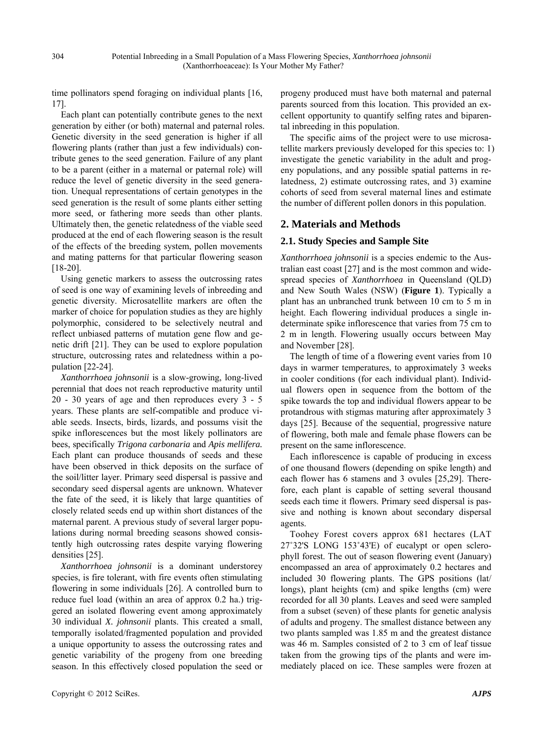time pollinators spend foraging on individual plants [16, 17].

Each plant can potentially contribute genes to the next generation by either (or both) maternal and paternal roles. Genetic diversity in the seed generation is higher if all flowering plants (rather than just a few individuals) contribute genes to the seed generation. Failure of any plant to be a parent (either in a maternal or paternal role) will reduce the level of genetic diversity in the seed generation. Unequal representations of certain genotypes in the seed generation is the result of some plants either setting more seed, or fathering more seeds than other plants. Ultimately then, the genetic relatedness of the viable seed produced at the end of each flowering season is the result of the effects of the breeding system, pollen movements and mating patterns for that particular flowering season [18-20].

Using genetic markers to assess the outcrossing rates of seed is one way of examining levels of inbreeding and genetic diversity. Microsatellite markers are often the marker of choice for population studies as they are highly polymorphic, considered to be selectively neutral and reflect unbiased patterns of mutation gene flow and genetic drift [21]. They can be used to explore population structure, outcrossing rates and relatedness within a population [22-24].

*Xanthorrhoea johnsonii* is a slow-growing, long-lived perennial that does not reach reproductive maturity until 20 - 30 years of age and then reproduces every 3 - 5 years. These plants are self-compatible and produce viable seeds. Insects, birds, lizards, and possums visit the spike inflorescences but the most likely pollinators are bees, specifically *Trigona carbonaria* and *Apis mellifera.* Each plant can produce thousands of seeds and these have been observed in thick deposits on the surface of the soil/litter layer. Primary seed dispersal is passive and secondary seed dispersal agents are unknown. Whatever the fate of the seed, it is likely that large quantities of closely related seeds end up within short distances of the maternal parent. A previous study of several larger populations during normal breeding seasons showed consistently high outcrossing rates despite varying flowering densities [25].

*Xanthorrhoea johnsonii* is a dominant understorey species, is fire tolerant, with fire events often stimulating flowering in some individuals [26]. A controlled burn to reduce fuel load (within an area of approx 0.2 ha.) triggered an isolated flowering event among approximately 30 individual *X. johnsonii* plants. This created a small, temporally isolated/fragmented population and provided a unique opportunity to assess the outcrossing rates and genetic variability of the progeny from one breeding season. In this effectively closed population the seed or progeny produced must have both maternal and paternal parents sourced from this location. This provided an excellent opportunity to quantify selfing rates and biparental inbreeding in this population.

The specific aims of the project were to use microsatellite markers previously developed for this species to: 1) investigate the genetic variability in the adult and progeny populations, and any possible spatial patterns in relatedness, 2) estimate outcrossing rates, and 3) examine cohorts of seed from several maternal lines and estimate the number of different pollen donors in this population.

## 2. Materials and Methods

### 2.1. Study Species and Sample Site

*Xanthorrhoea johnsonii* is a species endemic to the Australian east coast [27] and is the most common and widespread species of *Xanthorrhoea* in Queensland (QLD) and New South Wales (NSW) (**Figure 1**). Typically a plant has an unbranched trunk between 10 cm to 5 m in height. Each flowering individual produces a single indeterminate spike inflorescence that varies from 75 cm to 2 m in length. Flowering usually occurs between May and November [28].

The length of time of a flowering event varies from 10 days in warmer temperatures, to approximately 3 weeks in cooler conditions (for each individual plant). Individual flowers open in sequence from the bottom of the spike towards the top and individual flowers appear to be protandrous with stigmas maturing after approximately 3 days [25]. Because of the sequential, progressive nature of flowering, both male and female phase flowers can be present on the same inflorescence.

Each inflorescence is capable of producing in excess of one thousand flowers (depending on spike length) and each flower has 6 stamens and 3 ovules [25,29]. Therefore, each plant is capable of setting several thousand seeds each time it flowers. Primary seed dispersal is passive and nothing is known about secondary dispersal agents.

Toohey Forest covers approx 681 hectares (LAT 27˚32'S LONG 153˚43'E) of eucalypt or open sclerophyll forest. The out of season flowering event (January) encompassed an area of approximately 0.2 hectares and included 30 flowering plants. The GPS positions (lat/longs), plant heights (cm) and spike lengths (cm) were recorded for all 30 plants. Leaves and seed were sampled from a subset (seven) of these plants for genetic analysis of adults and progeny. The smallest distance between any two plants sampled was 1.85 m and the greatest distance was 46 m. Samples consisted of 2 to 3 cm of leaf tissue taken from the growing tips of the plants and were immediately placed on ice. These samples were frozen at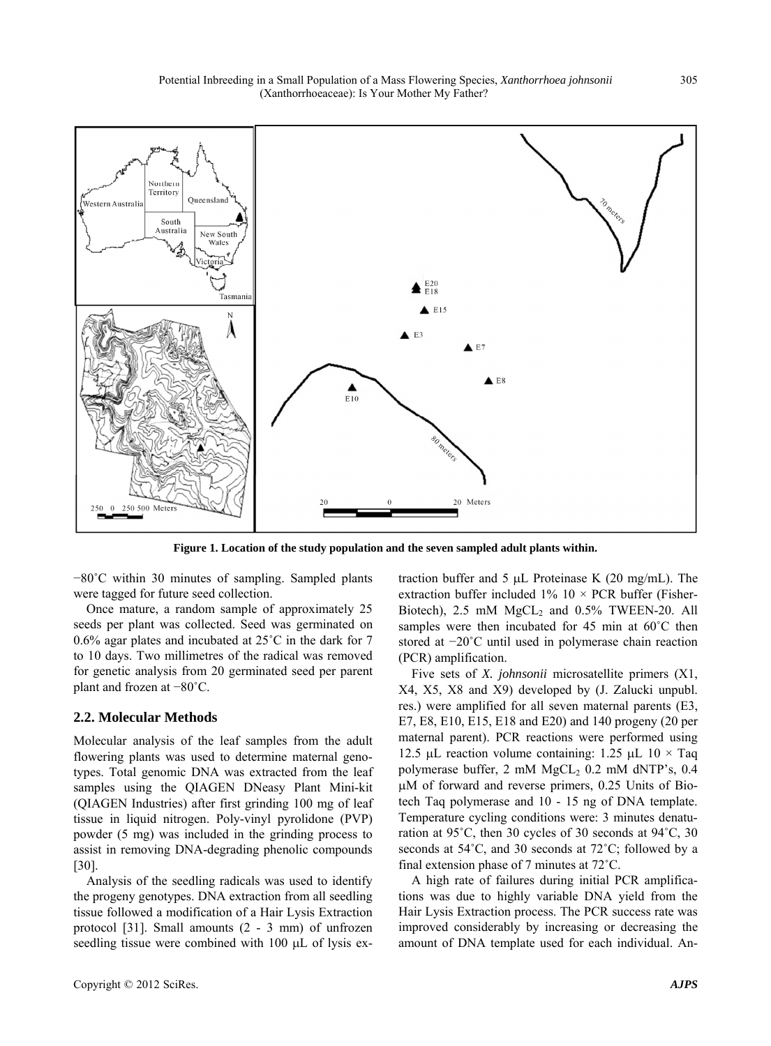**Figure 1. Location of the study population and the seven sampled adult plants within.**

−80˚C within 30 minutes of sampling. Sampled plants were tagged for future seed collection.

Once mature, a random sample of approximately 25 seeds per plant was collected. Seed was germinated on 0.6% agar plates and incubated at 25˚C in the dark for 7 to 10 days. Two millimetres of the radical was removed for genetic analysis from 20 germinated seed per parent plant and frozen at −80˚C.

## 2.2. Molecular Methods

Molecular analysis of the leaf samples from the adult flowering plants was used to determine maternal genotypes. Total genomic DNA was extracted from the leaf samples using the QIAGEN DNeasy Plant Mini-kit (QIAGEN Industries) after first grinding 100 mg of leaf tissue in liquid nitrogen. Poly-vinyl pyrolidone (PVP) powder (5 mg) was included in the grinding process to assist in removing DNA-degrading phenolic compounds [30].

Analysis of the seedling radicals was used to identify the progeny genotypes. DNA extraction from all seedling tissue followed a modification of a Hair Lysis Extraction protocol [31]. Small amounts (2 - 3 mm) of unfrozen seedling tissue were combined with 100 μL of lysis extraction buffer and 5 μL Proteinase K (20 mg/mL). The extraction buffer included 1% 10 × PCR buffer (Fisher-Biotech), 2.5 mM $MgCL_2$ and 0.5% TWEEN-20. All samples were then incubated for 45 min at 60˚C then stored at −20˚C until used in polymerase chain reaction (PCR) amplification.

Five sets of *X. johnsonii* microsatellite primers (X1, X4, X5, X8 and X9) developed by (J. Zalucki unpubl. res.) were amplified for all seven maternal parents (E3, E7, E8, E10, E15, E18 and E20) and 140 progeny (20 per maternal parent). PCR reactions were performed using 12.5 μL reaction volume containing: 1.25 μL 10 × Taq polymerase buffer, 2 mM $MgCL_2$ 0.2 mM dNTP's, 0.4 μM of forward and reverse primers, 0.25 Units of Biotech Taq polymerase and 10 - 15 ng of DNA template. Temperature cycling conditions were: 3 minutes denaturation at 95˚C, then 30 cycles of 30 seconds at 94˚C, 30 seconds at 54˚C, and 30 seconds at 72˚C; followed by a final extension phase of 7 minutes at 72˚C.

A high rate of failures during initial PCR amplifications was due to highly variable DNA yield from the Hair Lysis Extraction process. The PCR success rate was improved considerably by increasing or decreasing the amount of DNA template used for each individual. An-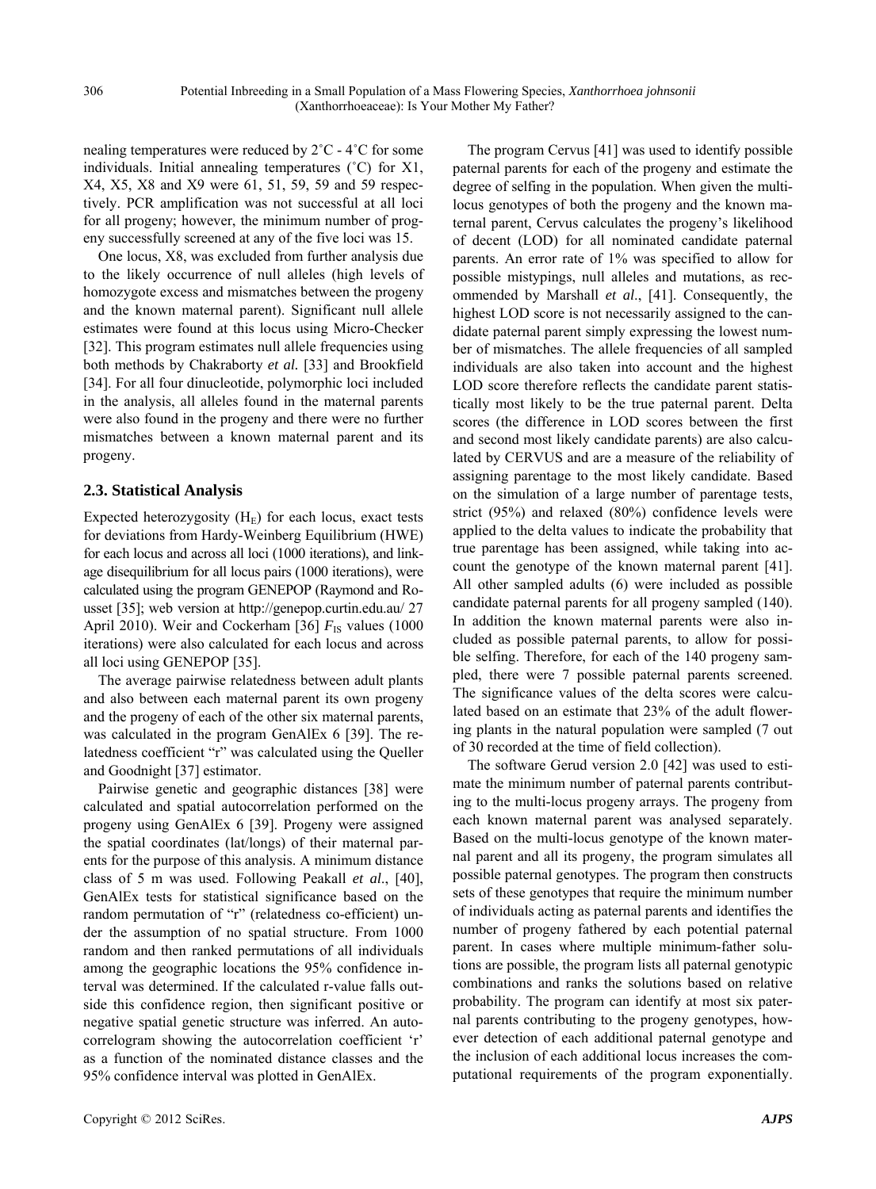nealing temperatures were reduced by 2˚C - 4˚C for some individuals. Initial annealing temperatures (˚C) for X1, X4, X5, X8 and X9 were 61, 51, 59, 59 and 59 respectively. PCR amplification was not successful at all loci for all progeny; however, the minimum number of progeny successfully screened at any of the five loci was 15.

One locus, X8, was excluded from further analysis due to the likely occurrence of null alleles (high levels of homozygote excess and mismatches between the progeny and the known maternal parent). Significant null allele estimates were found at this locus using Micro-Checker [32]. This program estimates null allele frequencies using both methods by Chakraborty *et al.* [33] and Brookfield [34]. For all four dinucleotide, polymorphic loci included in the analysis, all alleles found in the maternal parents were also found in the progeny and there were no further mismatches between a known maternal parent and its progeny.

## 2.3. Statistical Analysis

Expected heterozygosity ($H_E$) for each locus, exact tests for deviations from Hardy-Weinberg Equilibrium (HWE) for each locus and across all loci (1000 iterations), and linkage disequilibrium for all locus pairs (1000 iterations), were calculated using the program GENEPOP (Raymond and Rousset [35]; web version at http://genepop.curtin.edu.au/ 27 April 2010). Weir and Cockerham [36] $F_{IS}$ values (1000 iterations) were also calculated for each locus and across all loci using GENEPOP [35].

The average pairwise relatedness between adult plants and also between each maternal parent its own progeny and the progeny of each of the other six maternal parents, was calculated in the program GenAlEx 6 [39]. The relatedness coefficient "r" was calculated using the Queller and Goodnight [37] estimator.

Pairwise genetic and geographic distances [38] were calculated and spatial autocorrelation performed on the progeny using GenAlEx 6 [39]. Progeny were assigned the spatial coordinates (lat/longs) of their maternal parents for the purpose of this analysis. A minimum distance class of 5 m was used. Following Peakall *et al*., [40], GenAlEx tests for statistical significance based on the random permutation of "r" (relatedness co-efficient) under the assumption of no spatial structure. From 1000 random and then ranked permutations of all individuals among the geographic locations the 95% confidence interval was determined. If the calculated r-value falls outside this confidence region, then significant positive or negative spatial genetic structure was inferred. An autocorrelogram showing the autocorrelation coefficient 'r' as a function of the nominated distance classes and the 95% confidence interval was plotted in GenAlEx.

The program Cervus [41] was used to identify possible paternal parents for each of the progeny and estimate the degree of selfing in the population. When given the multilocus genotypes of both the progeny and the known maternal parent, Cervus calculates the progeny's likelihood of decent (LOD) for all nominated candidate paternal parents. An error rate of 1% was specified to allow for possible mistypings, null alleles and mutations, as recommended by Marshall *et al*., [41]. Consequently, the highest LOD score is not necessarily assigned to the candidate paternal parent simply expressing the lowest number of mismatches. The allele frequencies of all sampled individuals are also taken into account and the highest LOD score therefore reflects the candidate parent statistically most likely to be the true paternal parent. Delta scores (the difference in LOD scores between the first and second most likely candidate parents) are also calculated by CERVUS and are a measure of the reliability of assigning parentage to the most likely candidate. Based on the simulation of a large number of parentage tests, strict (95%) and relaxed (80%) confidence levels were applied to the delta values to indicate the probability that true parentage has been assigned, while taking into account the genotype of the known maternal parent [41]. All other sampled adults (6) were included as possible candidate paternal parents for all progeny sampled (140). In addition the known maternal parents were also included as possible paternal parents, to allow for possible selfing. Therefore, for each of the 140 progeny sampled, there were 7 possible paternal parents screened. The significance values of the delta scores were calculated based on an estimate that 23% of the adult flowering plants in the natural population were sampled (7 out of 30 recorded at the time of field collection).

The software Gerud version 2.0 [42] was used to estimate the minimum number of paternal parents contributing to the multi-locus progeny arrays. The progeny from each known maternal parent was analysed separately. Based on the multi-locus genotype of the known maternal parent and all its progeny, the program simulates all possible paternal genotypes. The program then constructs sets of these genotypes that require the minimum number of individuals acting as paternal parents and identifies the number of progeny fathered by each potential paternal parent. In cases where multiple minimum-father solutions are possible, the program lists all paternal genotypic combinations and ranks the solutions based on relative probability. The program can identify at most six paternal parents contributing to the progeny genotypes, however detection of each additional paternal genotype and the inclusion of each additional locus increases the computational requirements of the program exponentially.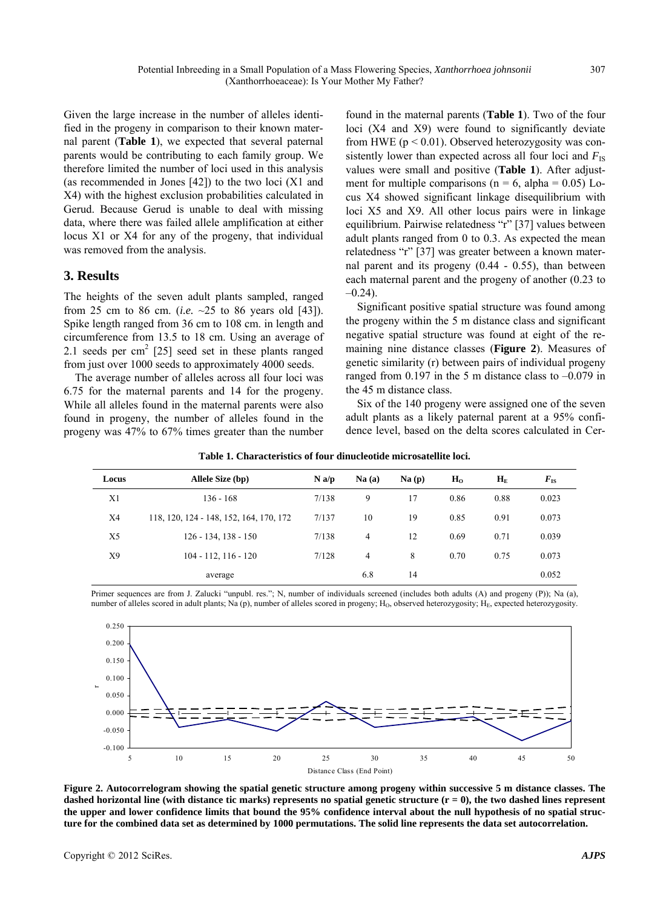Given the large increase in the number of alleles identified in the progeny in comparison to their known maternal parent (**Table 1**), we expected that several paternal parents would be contributing to each family group. We therefore limited the number of loci used in this analysis (as recommended in Jones [42]) to the two loci (X1 and X4) with the highest exclusion probabilities calculated in Gerud. Because Gerud is unable to deal with missing data, where there was failed allele amplification at either locus X1 or X4 for any of the progeny, that individual was removed from the analysis.

## 3. Results

The heights of the seven adult plants sampled, ranged from 25 cm to 86 cm. (*i.e.* ~25 to 86 years old [43]). Spike length ranged from 36 cm to 108 cm. in length and circumference from 13.5 to 18 cm. Using an average of 2.1 seeds per $cm^2$ [25] seed set in these plants ranged from just over 1000 seeds to approximately 4000 seeds.

The average number of alleles across all four loci was 6.75 for the maternal parents and 14 for the progeny. While all alleles found in the maternal parents were also found in progeny, the number of alleles found in the progeny was 47% to 67% times greater than the number found in the maternal parents (**Table 1**). Two of the four loci (X4 and X9) were found to significantly deviate from HWE ($p < 0.01$). Observed heterozygosity was consistently lower than expected across all four loci and $F_{IS}$ values were small and positive (**Table 1**). After adjustment for multiple comparisons ($n = 6$, $alpha = 0.05$) Locus X4 showed significant linkage disequilibrium with loci X5 and X9. All other locus pairs were in linkage equilibrium. Pairwise relatedness "r" [37] values between adult plants ranged from 0 to 0.3. As expected the mean relatedness "r" [37] was greater between a known maternal parent and its progeny (0.44 - 0.55), than between each maternal parent and the progeny of another (0.23 to –0.24).

Significant positive spatial structure was found among the progeny within the 5 m distance class and significant negative spatial structure was found at eight of the remaining nine distance classes (**Figure 2**). Measures of genetic similarity (r) between pairs of individual progeny ranged from 0.197 in the 5 m distance class to –0.079 in the 45 m distance class.

Six of the 140 progeny were assigned one of the seven adult plants as a likely paternal parent at a 95% confidence level, based on the delta scores calculated in Cer-

**Table 1. Characteristics of four dinucleotide microsatellite loci.**

| Locus | Allele Size (bp) | N a/p | Na (a) | Na (p) | $H_O$ | $H_E$ | $F_{IS}$ |
|---|---|---|---|---|---|---|---|
| X1 | 136 - 168 | 7/138 | 9 | 17 | 0.86 | 0.88 | 0.023 |
| X4 | 118, 120, 124 - 148, 152, 164, 170, 172 | 7/137 | 10 | 19 | 0.85 | 0.91 | 0.073 |
| X5 | 126 - 134, 138 - 150 | 7/138 | 4 | 12 | 0.69 | 0.71 | 0.039 |
| X9 | 104 - 112, 116 - 120 | 7/128 | 4 | 8 | 0.70 | 0.75 | 0.073 |
| | average | | 6.8 | 14 | | | 0.052 |

Primer sequences are from J. Zalucki "unpubl. res."; N, number of individuals screened (includes both adults (A) and progeny (P)); Na (a), number of alleles scored in adult plants; Na (p), number of alleles scored in progeny; $H_O$, observed heterozygosity; $H_E$, expected heterozygosity.

**Figure 2. Autocorrelogram showing the spatial genetic structure among progeny within successive 5 m distance classes. The dashed horizontal line (with distance tic marks) represents no spatial genetic structure (r = 0), the two dashed lines represent the upper and lower confidence limits that bound the 95% confidence interval about the null hypothesis of no spatial structure for the combined data set as determined by 1000 permutations. The solid line represents the data set autocorrelation.**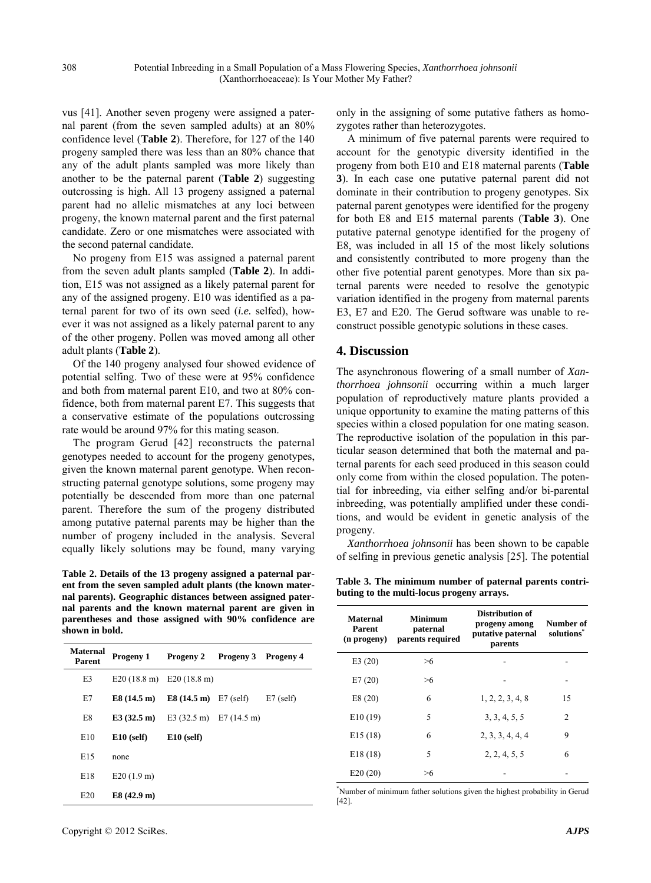vus [41]. Another seven progeny were assigned a paternal parent (from the seven sampled adults) at an 80% confidence level (**Table 2**). Therefore, for 127 of the 140 progeny sampled there was less than an 80% chance that any of the adult plants sampled was more likely than another to be the paternal parent (**Table 2**) suggesting outcrossing is high. All 13 progeny assigned a paternal parent had no allelic mismatches at any loci between progeny, the known maternal parent and the first paternal candidate. Zero or one mismatches were associated with the second paternal candidate.

No progeny from E15 was assigned a paternal parent from the seven adult plants sampled (**Table 2**). In addition, E15 was not assigned as a likely paternal parent for any of the assigned progeny. E10 was identified as a paternal parent for two of its own seed (*i.e.* selfed), however it was not assigned as a likely paternal parent to any of the other progeny. Pollen was moved among all other adult plants (**Table 2**).

Of the 140 progeny analysed four showed evidence of potential selfing. Two of these were at 95% confidence and both from maternal parent E10, and two at 80% confidence, both from maternal parent E7. This suggests that a conservative estimate of the populations outcrossing rate would be around 97% for this mating season.

The program Gerud [42] reconstructs the paternal genotypes needed to account for the progeny genotypes, given the known maternal parent genotype. When reconstructing paternal genotype solutions, some progeny may potentially be descended from more than one paternal parent. Therefore the sum of the progeny distributed among putative paternal parents may be higher than the number of progeny included in the analysis. Several equally likely solutions may be found, many varying only in the assigning of some putative fathers as homozygotes rather than heterozygotes.

**Table 2. Details of the 13 progeny assigned a paternal parent from the seven sampled adult plants (the known maternal parents). Geographic distances between assigned paternal parents and the known maternal parent are given in parentheses and those assigned with 90% confidence are shown in bold.**

| Maternal Parent | Progeny 1 | Progeny 2 | Progeny 3 | Progeny 4 |
|---|---|---|---|---|
| E3 | E20 (18.8 m) | E20 (18.8 m) | | |
| E7 | **E8 (14.5 m)** | **E8 (14.5 m)** | E7 (self) | E7 (self) |
| E8 | **E3 (32.5 m)** | E3 (32.5 m) | E7 (14.5 m) | |
| E10 | **E10 (self)** | **E10 (self)** | | |
| E15 | none | | | |
| E18 | E20 (1.9 m) | | | |
| E20 | **E8 (42.9 m)** | | | |

A minimum of five paternal parents were required to account for the genotypic diversity identified in the progeny from both E10 and E18 maternal parents (**Table 3**). In each case one putative paternal parent did not dominate in their contribution to progeny genotypes. Six paternal parent genotypes were identified for the progeny for both E8 and E15 maternal parents (**Table 3**). One putative paternal genotype identified for the progeny of E8, was included in all 15 of the most likely solutions and consistently contributed to more progeny than the other five potential parent genotypes. More than six paternal parents were needed to resolve the genotypic variation identified in the progeny from maternal parents E3, E7 and E20. The Gerud software was unable to reconstruct possible genotypic solutions in these cases.

## 4. Discussion

The asynchronous flowering of a small number of *Xanthorrhoea johnsonii* occurring within a much larger population of reproductively mature plants provided a unique opportunity to examine the mating patterns of this species within a closed population for one mating season. The reproductive isolation of the population in this particular season determined that both the maternal and paternal parents for each seed produced in this season could only come from within the closed population. The potential for inbreeding, via either selfing and/or bi-parental inbreeding, was potentially amplified under these conditions, and would be evident in genetic analysis of the progeny.

*Xanthorrhoea johnsonii* has been shown to be capable of selfing in previous genetic analysis [25]. The potential

**Table 3. The minimum number of paternal parents contributing to the multi-locus progeny arrays.**

| Maternal Parent (n progeny) | Minimum paternal parents required | Distribution of progeny among putative paternal parents | Number of solutions* |
|---|---|---|---|
| E3 (20) | >6 | - | - |
| E7 (20) | >6 | - | - |
| E8 (20) | 6 | 1, 2, 2, 3, 4, 8 | 15 |
| E10 (19) | 5 | 3, 3, 4, 5, 5 | 2 |
| E15 (18) | 6 | 2, 3, 3, 4, 4, 4 | 9 |
| E18 (18) | 5 | 2, 2, 4, 5, 5 | 6 |
| E20 (20) | >6 | - | - |

*Number of minimum father solutions given the highest probability in Gerud [42].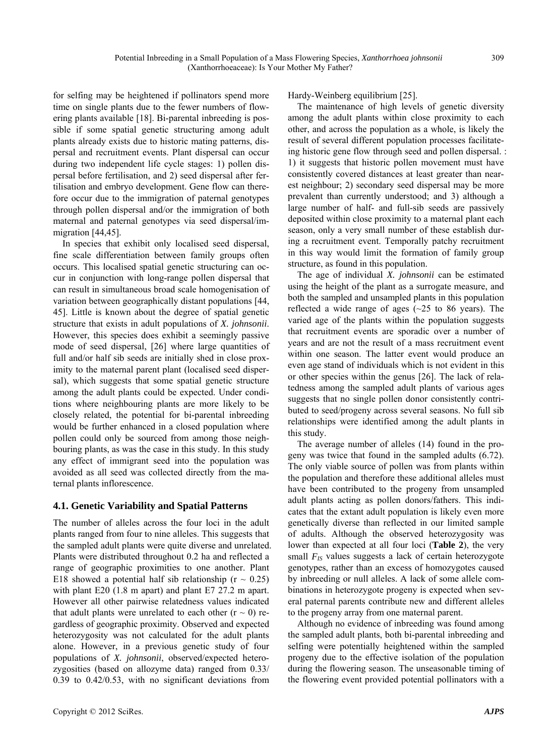for selfing may be heightened if pollinators spend more time on single plants due to the fewer numbers of flowering plants available [18]. Bi-parental inbreeding is possible if some spatial genetic structuring among adult plants already exists due to historic mating patterns, dispersal and recruitment events. Plant dispersal can occur during two independent life cycle stages: 1) pollen dispersal before fertilisation, and 2) seed dispersal after fertilisation and embryo development. Gene flow can therefore occur due to the immigration of paternal genotypes through pollen dispersal and/or the immigration of both maternal and paternal genotypes via seed dispersal/immigration [44,45].

In species that exhibit only localised seed dispersal, fine scale differentiation between family groups often occurs. This localised spatial genetic structuring can occur in conjunction with long-range pollen dispersal that can result in simultaneous broad scale homogenisation of variation between geographically distant populations [44, 45]. Little is known about the degree of spatial genetic structure that exists in adult populations of *X. johnsonii*. However, this species does exhibit a seemingly passive mode of seed dispersal, [26] where large quantities of full and/or half sib seeds are initially shed in close proximity to the maternal parent plant (localised seed dispersal), which suggests that some spatial genetic structure among the adult plants could be expected. Under conditions where neighbouring plants are more likely to be closely related, the potential for bi-parental inbreeding would be further enhanced in a closed population where pollen could only be sourced from among those neighbouring plants, as was the case in this study. In this study any effect of immigrant seed into the population was avoided as all seed was collected directly from the maternal plants inflorescence.

### 4.1. Genetic Variability and Spatial Patterns

The number of alleles across the four loci in the adult plants ranged from four to nine alleles. This suggests that the sampled adult plants were quite diverse and unrelated. Plants were distributed throughout 0.2 ha and reflected a range of geographic proximities to one another. Plant E18 showed a potential half sib relationship ($r \sim 0.25$) with plant E20 (1.8 m apart) and plant E7 27.2 m apart. However all other pairwise relatedness values indicated that adult plants were unrelated to each other ($r \sim 0$) regardless of geographic proximity. Observed and expected heterozygosity was not calculated for the adult plants alone. However, in a previous genetic study of four populations of *X. johnsonii*, observed/expected heterozygosities (based on allozyme data) ranged from 0.33/ 0.39 to 0.42/0.53, with no significant deviations from Hardy-Weinberg equilibrium [25].

The maintenance of high levels of genetic diversity among the adult plants within close proximity to each other, and across the population as a whole, is likely the result of several different population processes facilitateing historic gene flow through seed and pollen dispersal. : 1) it suggests that historic pollen movement must have consistently covered distances at least greater than nearest neighbour; 2) secondary seed dispersal may be more prevalent than currently understood; and 3) although a large number of half- and full-sib seeds are passively deposited within close proximity to a maternal plant each season, only a very small number of these establish during a recruitment event. Temporally patchy recruitment in this way would limit the formation of family group structure, as found in this population.

The age of individual *X. johnsonii* can be estimated using the height of the plant as a surrogate measure, and both the sampled and unsampled plants in this population reflected a wide range of ages (~25 to 86 years). The varied age of the plants within the population suggests that recruitment events are sporadic over a number of years and are not the result of a mass recruitment event within one season. The latter event would produce an even age stand of individuals which is not evident in this or other species within the genus [26]. The lack of relatedness among the sampled adult plants of various ages suggests that no single pollen donor consistently contributed to seed/progeny across several seasons. No full sib relationships were identified among the adult plants in this study.

The average number of alleles (14) found in the progeny was twice that found in the sampled adults (6.72). The only viable source of pollen was from plants within the population and therefore these additional alleles must have been contributed to the progeny from unsampled adult plants acting as pollen donors/fathers. This indicates that the extant adult population is likely even more genetically diverse than reflected in our limited sample of adults. Although the observed heterozygosity was lower than expected at all four loci (**Table 2**), the very small $F_{IS}$ values suggests a lack of certain heterozygote genotypes, rather than an excess of homozygotes caused by inbreeding or null alleles. A lack of some allele combinations in heterozygote progeny is expected when several paternal parents contribute new and different alleles to the progeny array from one maternal parent.

Although no evidence of inbreeding was found among the sampled adult plants, both bi-parental inbreeding and selfing were potentially heightened within the sampled progeny due to the effective isolation of the population during the flowering season. The unseasonable timing of the flowering event provided potential pollinators with a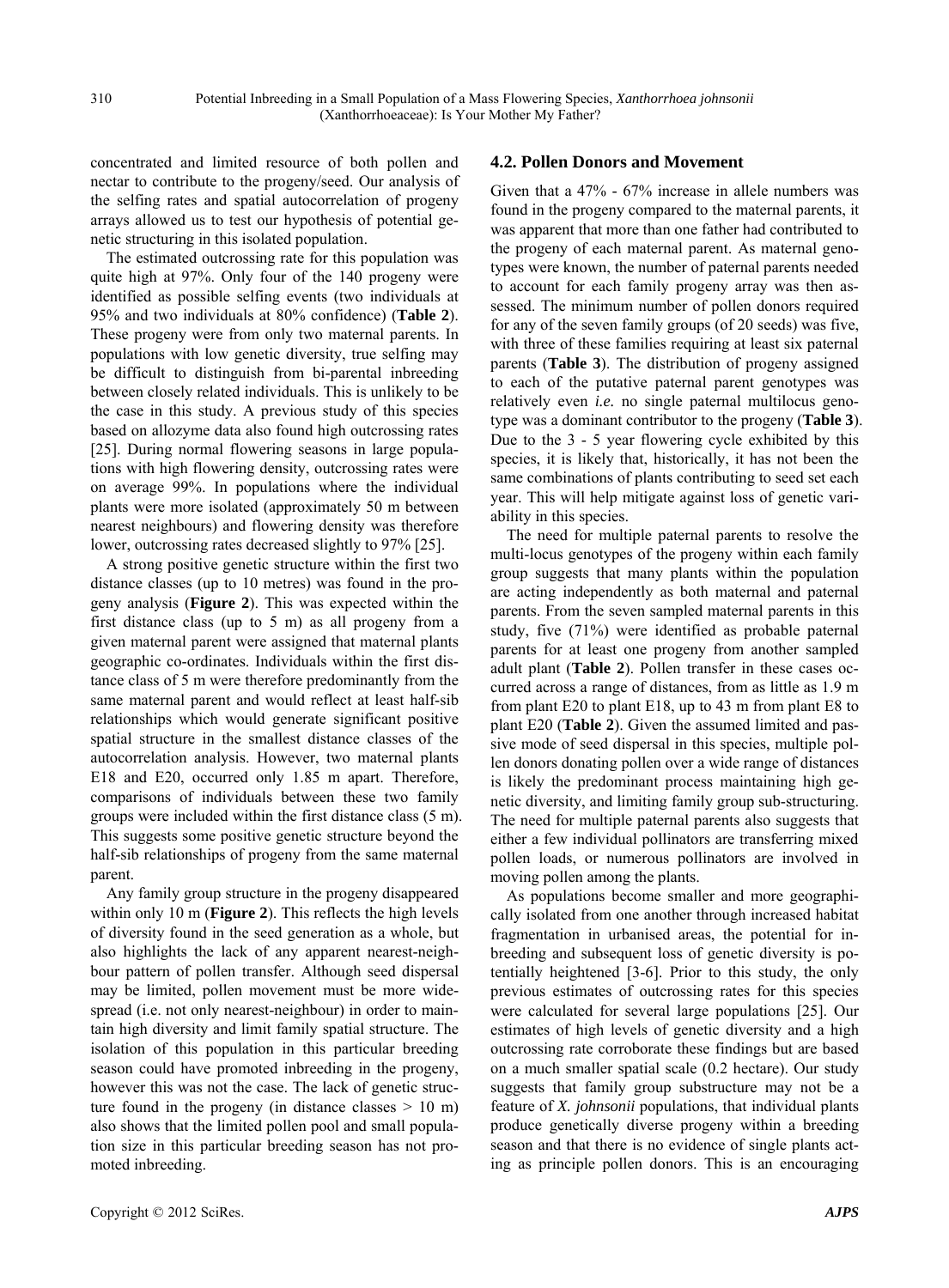concentrated and limited resource of both pollen and nectar to contribute to the progeny/seed. Our analysis of the selfing rates and spatial autocorrelation of progeny arrays allowed us to test our hypothesis of potential genetic structuring in this isolated population.

The estimated outcrossing rate for this population was quite high at 97%. Only four of the 140 progeny were identified as possible selfing events (two individuals at 95% and two individuals at 80% confidence) (**Table 2**). These progeny were from only two maternal parents. In populations with low genetic diversity, true selfing may be difficult to distinguish from bi-parental inbreeding between closely related individuals. This is unlikely to be the case in this study. A previous study of this species based on allozyme data also found high outcrossing rates [25]. During normal flowering seasons in large populations with high flowering density, outcrossing rates were on average 99%. In populations where the individual plants were more isolated (approximately 50 m between nearest neighbours) and flowering density was therefore lower, outcrossing rates decreased slightly to 97% [25].

A strong positive genetic structure within the first two distance classes (up to 10 metres) was found in the progeny analysis (**Figure 2**). This was expected within the first distance class (up to 5 m) as all progeny from a given maternal parent were assigned that maternal plants geographic co-ordinates. Individuals within the first distance class of 5 m were therefore predominantly from the same maternal parent and would reflect at least half-sib relationships which would generate significant positive spatial structure in the smallest distance classes of the autocorrelation analysis. However, two maternal plants E18 and E20, occurred only 1.85 m apart. Therefore, comparisons of individuals between these two family groups were included within the first distance class (5 m). This suggests some positive genetic structure beyond the half-sib relationships of progeny from the same maternal parent.

Any family group structure in the progeny disappeared within only 10 m (**Figure 2**). This reflects the high levels of diversity found in the seed generation as a whole, but also highlights the lack of any apparent nearest-neighbour pattern of pollen transfer. Although seed dispersal may be limited, pollen movement must be more widespread (i.e. not only nearest-neighbour) in order to maintain high diversity and limit family spatial structure. The isolation of this population in this particular breeding season could have promoted inbreeding in the progeny, however this was not the case. The lack of genetic structure found in the progeny (in distance classes > 10 m) also shows that the limited pollen pool and small population size in this particular breeding season has not promoted inbreeding.

## 4.2. Pollen Donors and Movement

Given that a 47% - 67% increase in allele numbers was found in the progeny compared to the maternal parents, it was apparent that more than one father had contributed to the progeny of each maternal parent. As maternal genotypes were known, the number of paternal parents needed to account for each family progeny array was then assessed. The minimum number of pollen donors required for any of the seven family groups (of 20 seeds) was five, with three of these families requiring at least six paternal parents (**Table 3**). The distribution of progeny assigned to each of the putative paternal parent genotypes was relatively even *i.e.* no single paternal multilocus genotype was a dominant contributor to the progeny (**Table 3**). Due to the 3 - 5 year flowering cycle exhibited by this species, it is likely that, historically, it has not been the same combinations of plants contributing to seed set each year. This will help mitigate against loss of genetic variability in this species.

The need for multiple paternal parents to resolve the multi-locus genotypes of the progeny within each family group suggests that many plants within the population are acting independently as both maternal and paternal parents. From the seven sampled maternal parents in this study, five (71%) were identified as probable paternal parents for at least one progeny from another sampled adult plant (**Table 2**). Pollen transfer in these cases occurred across a range of distances, from as little as 1.9 m from plant E20 to plant E18, up to 43 m from plant E8 to plant E20 (**Table 2**). Given the assumed limited and passive mode of seed dispersal in this species, multiple pollen donors donating pollen over a wide range of distances is likely the predominant process maintaining high genetic diversity, and limiting family group sub-structuring. The need for multiple paternal parents also suggests that either a few individual pollinators are transferring mixed pollen loads, or numerous pollinators are involved in moving pollen among the plants.

As populations become smaller and more geographically isolated from one another through increased habitat fragmentation in urbanised areas, the potential for inbreeding and subsequent loss of genetic diversity is potentially heightened [3-6]. Prior to this study, the only previous estimates of outcrossing rates for this species were calculated for several large populations [25]. Our estimates of high levels of genetic diversity and a high outcrossing rate corroborate these findings but are based on a much smaller spatial scale (0.2 hectare). Our study suggests that family group substructure may not be a feature of *X. johnsonii* populations, that individual plants produce genetically diverse progeny within a breeding season and that there is no evidence of single plants acting as principle pollen donors. This is an encouraging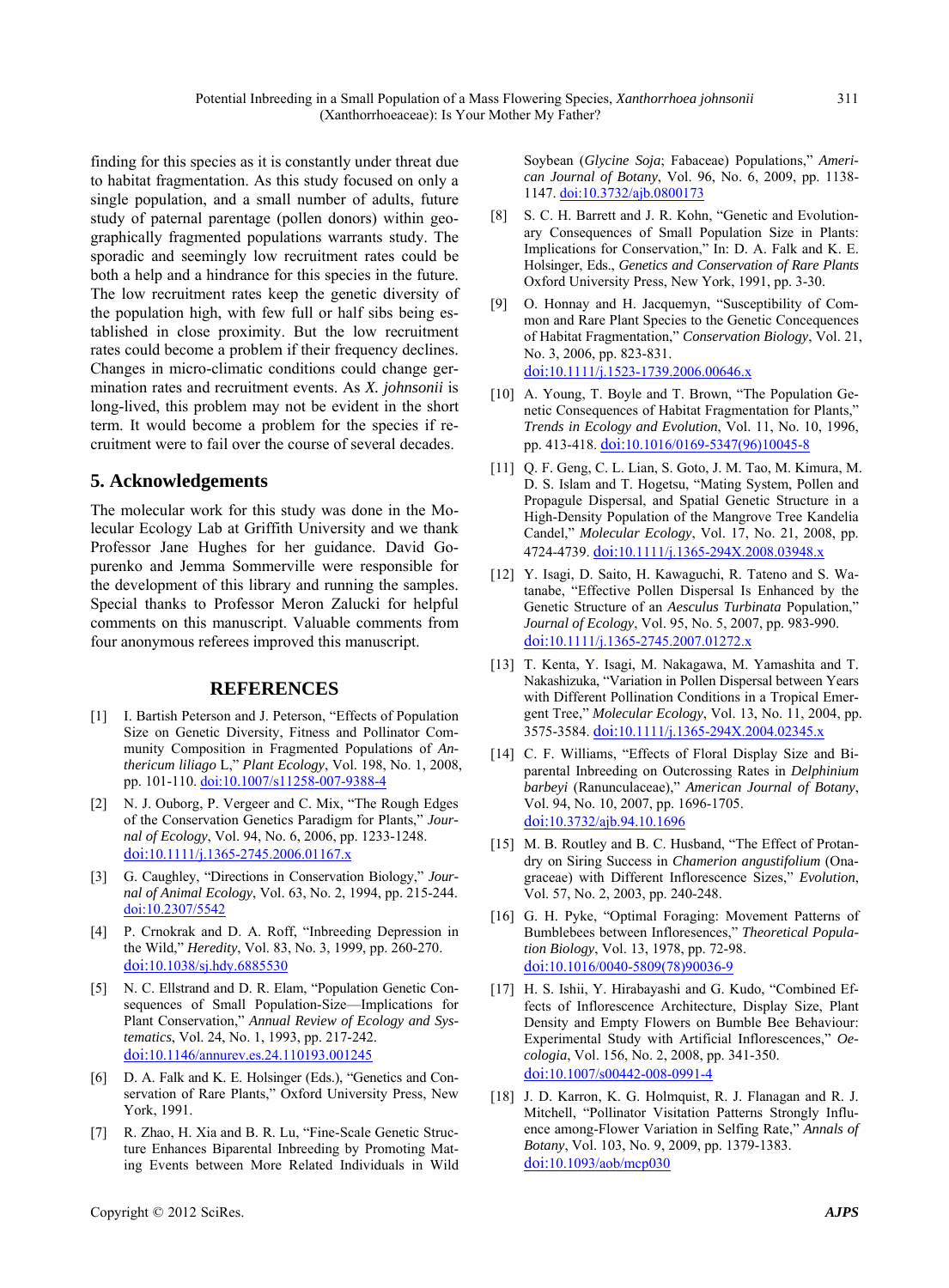finding for this species as it is constantly under threat due to habitat fragmentation. As this study focused on only a single population, and a small number of adults, future study of paternal parentage (pollen donors) within geographically fragmented populations warrants study. The sporadic and seemingly low recruitment rates could be both a help and a hindrance for this species in the future. The low recruitment rates keep the genetic diversity of the population high, with few full or half sibs being established in close proximity. But the low recruitment rates could become a problem if their frequency declines. Changes in micro-climatic conditions could change germination rates and recruitment events. As *X. johnsonii* is long-lived, this problem may not be evident in the short term. It would become a problem for the species if recruitment were to fail over the course of several decades.

## 5. Acknowledgements

The molecular work for this study was done in the Molecular Ecology Lab at Griffith University and we thank Professor Jane Hughes for her guidance. David Gopurenko and Jemma Sommerville were responsible for the development of this library and running the samples. Special thanks to Professor Meron Zalucki for helpful comments on this manuscript. Valuable comments from four anonymous referees improved this manuscript.

## REFERENCES

[1] I. Bartish Peterson and J. Peterson, "Effects of Population Size on Genetic Diversity, Fitness and Pollinator Community Composition in Fragmented Populations of *Anthericum liliago* L.," *Plant Ecology*, Vol. 198, No. 1, 2008, pp. 101-110. doi:10.1007/s11258-007-9388-4

[2] N. J. Ouborg, P. Vergeer and C. Mix, "The Rough Edges of the Conservation Genetics Paradigm for Plants," *Journal of Ecology*, Vol. 94, No. 6, 2006, pp. 1233-1248. doi:10.1111/j.1365-2745.2006.01167.x

[3] G. Caughley, "Directions in Conservation Biology," *Journal of Animal Ecology*, Vol. 63, No. 2, 1994, pp. 215-244. doi:10.2307/5542

[4] P. Crnokrak and D. A. Roff, "Inbreeding Depression in the Wild," *Heredity*, Vol. 83, No. 3, 1999, pp. 260-270. doi:10.1038/sj.hdy.6885530

[5] N. C. Ellstrand and D. R. Elam, "Population Genetic Consequences of Small Population-Size—Implications for Plant Conservation," *Annual Review of Ecology and Systematics*, Vol. 24, No. 1, 1993, pp. 217-242. doi:10.1146/annurev.es.24.110193.001245

[6] D. A. Falk and K. E. Holsinger (Eds.), "Genetics and Conservation of Rare Plants," Oxford University Press, New York, 1991.

[7] R. Zhao, H. Xia and B. R. Lu, "Fine-Scale Genetic Structure Enhances Biparental Inbreeding by Promoting Mating Events between More Related Individuals in Wild Soybean (*Glycine Soja*; Fabaceae) Populations," *American Journal of Botany*, Vol. 96, No. 6, 2009, pp. 1138-1147. doi:10.3732/ajb.0800173

[8] S. C. H. Barrett and J. R. Kohn, "Genetic and Evolutionary Consequences of Small Population Size in Plants: Implications for Conservation," In: D. A. Falk and K. E. Holsinger, Eds., *Genetics and Conservation of Rare Plants* Oxford University Press, New York, 1991, pp. 3-30.

[9] O. Honnay and H. Jacquemyn, "Susceptibility of Common and Rare Plant Species to the Genetic Concequences of Habitat Fragmentation," *Conservation Biology*, Vol. 21, No. 3, 2006, pp. 823-831. doi:10.1111/j.1523-1739.2006.00646.x

[10] A. Young, T. Boyle and T. Brown, "The Population Genetic Consequences of Habitat Fragmentation for Plants," *Trends in Ecology and Evolution*, Vol. 11, No. 10, 1996, pp. 413-418. doi:10.1016/0169-5347(96)10045-8

[11] Q. F. Geng, C. L. Lian, S. Goto, J. M. Tao, M. Kimura, M. D. S. Islam and T. Hogetsu, "Mating System, Pollen and Propagule Dispersal, and Spatial Genetic Structure in a High-Density Population of the Mangrove Tree Kandelia Candel," *Molecular Ecology*, Vol. 17, No. 21, 2008, pp. 4724-4739. doi:10.1111/j.1365-294X.2008.03948.x

[12] Y. Isagi, D. Saito, H. Kawaguchi, R. Tateno and S. Watanabe, "Effective Pollen Dispersal Is Enhanced by the Genetic Structure of an *Aesculus Turbinata* Population," *Journal of Ecology*, Vol. 95, No. 5, 2007, pp. 983-990. doi:10.1111/j.1365-2745.2007.01272.x

[13] T. Kenta, Y. Isagi, M. Nakagawa, M. Yamashita and T. Nakashizuka, "Variation in Pollen Dispersal between Years with Different Pollination Conditions in a Tropical Emergent Tree," *Molecular Ecology*, Vol. 13, No. 11, 2004, pp. 3575-3584. doi:10.1111/j.1365-294X.2004.02345.x

[14] C. F. Williams, "Effects of Floral Display Size and Biparental Inbreeding on Outcrossing Rates in *Delphinium barbeyi* (Ranunculaceae)," *American Journal of Botany*, Vol. 94, No. 10, 2007, pp. 1696-1705. doi:10.3732/ajb.94.10.1696

[15] M. B. Routley and B. C. Husband, "The Effect of Protandry on Siring Success in *Chamerion angustifolium* (Onagraceae) with Different Inflorescence Sizes," *Evolution*, Vol. 57, No. 2, 2003, pp. 240-248.

[16] G. H. Pyke, "Optimal Foraging: Movement Patterns of Bumblebees between Infloresences," *Theoretical Population Biology*, Vol. 13, 1978, pp. 72-98. doi:10.1016/0040-5809(78)90036-9

[17] H. S. Ishii, Y. Hirabayashi and G. Kudo, "Combined Effects of Inflorescence Architecture, Display Size, Plant Density and Empty Flowers on Bumble Bee Behaviour: Experimental Study with Artificial Inflorescences," *Oecologia*, Vol. 156, No. 2, 2008, pp. 341-350. doi:10.1007/s00442-008-0991-4

[18] J. D. Karron, K. G. Holmquist, R. J. Flanagan and R. J. Mitchell, "Pollinator Visitation Patterns Strongly Influence among-Flower Variation in Selfing Rate," *Annals of Botany*, Vol. 103, No. 9, 2009, pp. 1379-1383. doi:10.1093/aob/mcp030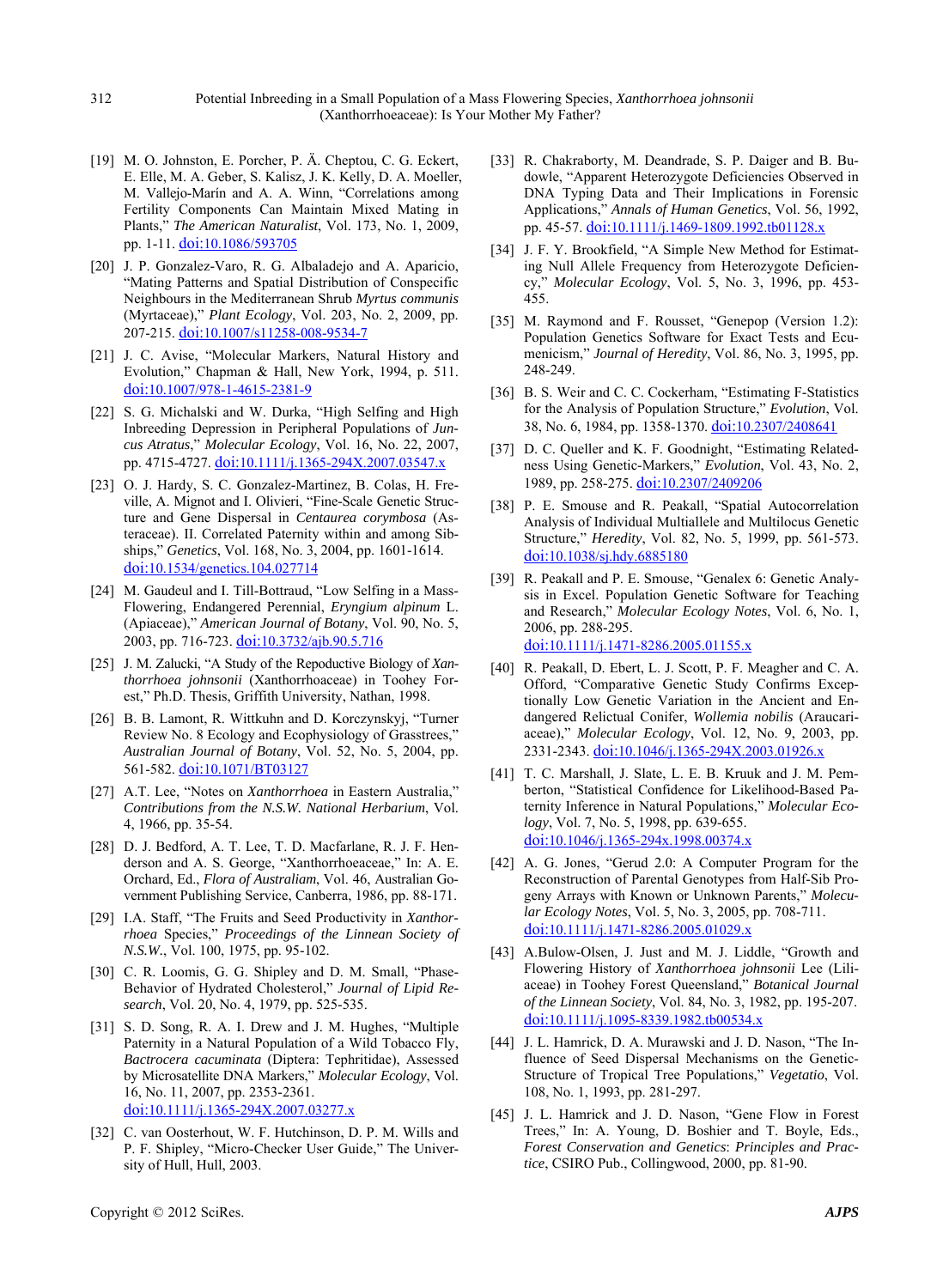[19] M. O. Johnston, E. Porcher, P. Ä. Cheptou, C. G. Eckert, E. Elle, M. A. Geber, S. Kalisz, J. K. Kelly, D. A. Moeller, M. Vallejo-Marín and A. A. Winn, "Correlations among Fertility Components Can Maintain Mixed Mating in Plants," *The American Naturalist*, Vol. 173, No. 1, 2009, pp. 1-11. doi:10.1086/593705

[20] J. P. Gonzalez-Varo, R. G. Albaladejo and A. Aparicio, "Mating Patterns and Spatial Distribution of Conspecific Neighbours in the Mediterranean Shrub *Myrtus communis* (Myrtaceae)," *Plant Ecology*, Vol. 203, No. 2, 2009, pp. 207-215. doi:10.1007/s11258-008-9534-7

[21] J. C. Avise, "Molecular Markers, Natural History and Evolution," Chapman & Hall, New York, 1994, p. 511. doi:10.1007/978-1-4615-2381-9

[22] S. G. Michalski and W. Durka, "High Selfing and High Inbreeding Depression in Peripheral Populations of *Juncus Atratus*," *Molecular Ecology*, Vol. 16, No. 22, 2007, pp. 4715-4727. doi:10.1111/j.1365-294X.2007.03547.x

[23] O. J. Hardy, S. C. Gonzalez-Martinez, B. Colas, H. Freville, A. Mignot and I. Olivieri, "Fine-Scale Genetic Structure and Gene Dispersal in *Centaurea corymbosa* (Asteraceae). II. Correlated Paternity within and among Sibships," *Genetics*, Vol. 168, No. 3, 2004, pp. 1601-1614. doi:10.1534/genetics.104.027714

[24] M. Gaudeul and I. Till-Bottraud, "Low Selfing in a Mass-Flowering, Endangered Perennial, *Eryngium alpinum* L. (Apiaceae)," *American Journal of Botany*, Vol. 90, No. 5, 2003, pp. 716-723. doi:10.3732/ajb.90.5.716

[25] J. M. Zalucki, "A Study of the Repoductive Biology of *Xanthorrhoea johnsonii* (Xanthorrhoaceae) in Toohey Forest," Ph.D. Thesis, Griffith University, Nathan, 1998.

[26] B. B. Lamont, R. Wittkuhn and D. Korczynskyj, "Turner Review No. 8 Ecology and Ecophysiology of Grasstrees," *Australian Journal of Botany*, Vol. 52, No. 5, 2004, pp. 561-582. doi:10.1071/BT03127

[27] A.T. Lee, "Notes on *Xanthorrhoea* in Eastern Australia," *Contributions from the N.S.W. National Herbarium*, Vol. 4, 1966, pp. 35-54.

[28] D. J. Bedford, A. T. Lee, T. D. Macfarlane, R. J. F. Henderson and A. S. George, "Xanthorrhoeaceae," In: A. E. Orchard, Ed., *Flora of Australiam*, Vol. 46, Australian Government Publishing Service, Canberra, 1986, pp. 88-171.

[29] I.A. Staff, "The Fruits and Seed Productivity in *Xanthorrhoea* Species," *Proceedings of the Linnean Society of N.S.W.*, Vol. 100, 1975, pp. 95-102.

[30] C. R. Loomis, G. G. Shipley and D. M. Small, "Phase-Behavior of Hydrated Cholesterol," *Journal of Lipid Research*, Vol. 20, No. 4, 1979, pp. 525-535.

[31] S. D. Song, R. A. I. Drew and J. M. Hughes, "Multiple Paternity in a Natural Population of a Wild Tobacco Fly, *Bactrocera cacuminata* (Diptera: Tephritidae), Assessed by Microsatellite DNA Markers," *Molecular Ecology*, Vol. 16, No. 11, 2007, pp. 2353-2361. doi:10.1111/j.1365-294X.2007.03277.x

[32] C. van Oosterhout, W. F. Hutchinson, D. P. M. Wills and P. F. Shipley, "Micro-Checker User Guide," The University of Hull, Hull, 2003.

[33] R. Chakraborty, M. Deandrade, S. P. Daiger and B. Budowle, "Apparent Heterozygote Deficiencies Observed in DNA Typing Data and Their Implications in Forensic Applications," *Annals of Human Genetics*, Vol. 56, 1992, pp. 45-57. doi:10.1111/j.1469-1809.1992.tb01128.x

[34] J. F. Y. Brookfield, "A Simple New Method for Estimating Null Allele Frequency from Heterozygote Deficiency," *Molecular Ecology*, Vol. 5, No. 3, 1996, pp. 453-455.

[35] M. Raymond and F. Rousset, "Genepop (Version 1.2): Population Genetics Software for Exact Tests and Ecumenicism," *Journal of Heredity*, Vol. 86, No. 3, 1995, pp. 248-249.

[36] B. S. Weir and C. C. Cockerham, "Estimating F-Statistics for the Analysis of Population Structure," *Evolution*, Vol. 38, No. 6, 1984, pp. 1358-1370. doi:10.2307/2408641

[37] D. C. Queller and K. F. Goodnight, "Estimating Relatedness Using Genetic-Markers," *Evolution*, Vol. 43, No. 2, 1989, pp. 258-275. doi:10.2307/2409206

[38] P. E. Smouse and R. Peakall, "Spatial Autocorrelation Analysis of Individual Multiallele and Multilocus Genetic Structure," *Heredity*, Vol. 82, No. 5, 1999, pp. 561-573. doi:10.1038/sj.hdy.6885180

[39] R. Peakall and P. E. Smouse, "Genalex 6: Genetic Analysis in Excel. Population Genetic Software for Teaching and Research," *Molecular Ecology Notes*, Vol. 6, No. 1, 2006, pp. 288-295. doi:10.1111/j.1471-8286.2005.01155.x

[40] R. Peakall, D. Ebert, L. J. Scott, P. F. Meagher and C. A. Offord, "Comparative Genetic Study Confirms Exceptionally Low Genetic Variation in the Ancient and Endangered Relictual Conifer, *Wollemia nobilis* (Araucariaceae)," *Molecular Ecology*, Vol. 12, No. 9, 2003, pp. 2331-2343. doi:10.1046/j.1365-294X.2003.01926.x

[41] T. C. Marshall, J. Slate, L. E. B. Kruuk and J. M. Pemberton, "Statistical Confidence for Likelihood-Based Paternity Inference in Natural Populations," *Molecular Ecology*, Vol. 7, No. 5, 1998, pp. 639-655. doi:10.1046/j.1365-294x.1998.00374.x

[42] A. G. Jones, "Gerud 2.0: A Computer Program for the Reconstruction of Parental Genotypes from Half-Sib Progeny Arrays with Known or Unknown Parents," *Molecular Ecology Notes*, Vol. 5, No. 3, 2005, pp. 708-711. doi:10.1111/j.1471-8286.2005.01029.x

[43] A.Bulow-Olsen, J. Just and M. J. Liddle, "Growth and Flowering History of *Xanthorrhoea johnsonii* Lee (Liliaceae) in Toohey Forest Queensland," *Botanical Journal of the Linnean Society*, Vol. 84, No. 3, 1982, pp. 195-207. doi:10.1111/j.1095-8339.1982.tb00534.x

[44] J. L. Hamrick, D. A. Murawski and J. D. Nason, "The Influence of Seed Dispersal Mechanisms on the Genetic-Structure of Tropical Tree Populations," *Vegetatio*, Vol. 108, No. 1, 1993, pp. 281-297.

[45] J. L. Hamrick and J. D. Nason, "Gene Flow in Forest Trees," In: A. Young, D. Boshier and T. Boyle, Eds., *Forest Conservation and Genetics*: *Principles and Practice*, CSIRO Pub., Collingwood, 2000, pp. 81-90.